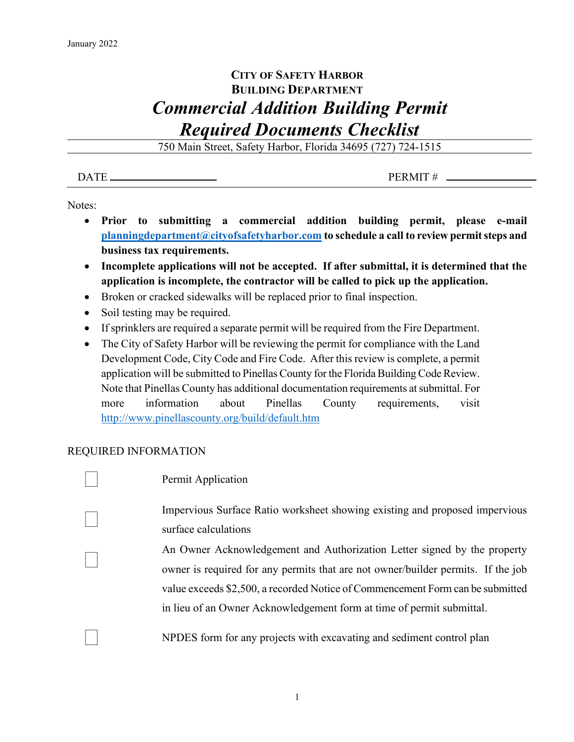January 2022

**CITY OF SAFETY HARBOR**
**BUILDING DEPARTMENT**

# *Commercial Addition Building Permit Required Documents Checklist*

750 Main Street, Safety Harbor, Florida 34695 (727) 724-1515

DATE ____________________ PERMIT # ________________

Notes:

- **Prior to submitting a commercial addition building permit, please e-mail [planningdepartment@cityofsafetyharbor.com](mailto:planningdepartment@cityofsafetyharbor.com) to schedule a call to review permit steps and business tax requirements.**
- **Incomplete applications will not be accepted. If after submittal, it is determined that the application is incomplete, the contractor will be called to pick up the application.**
- Broken or cracked sidewalks will be replaced prior to final inspection.
- Soil testing may be required.
- If sprinklers are required a separate permit will be required from the Fire Department.
- The City of Safety Harbor will be reviewing the permit for compliance with the Land Development Code, City Code and Fire Code. After this review is complete, a permit application will be submitted to Pinellas County for the Florida Building Code Review. Note that Pinellas County has additional documentation requirements at submittal. For more information about Pinellas County requirements, visit [http://www.pinellascounty.org/build/default.htm](http://www.pinellascounty.org/build/default.htm)

REQUIRED INFORMATION

- [ ] Permit Application
- [ ] Impervious Surface Ratio worksheet showing existing and proposed impervious surface calculations
- [ ] An Owner Acknowledgement and Authorization Letter signed by the property owner is required for any permits that are not owner/builder permits. If the job value exceeds $2,500, a recorded Notice of Commencement Form can be submitted in lieu of an Owner Acknowledgement form at time of permit submittal.
- [ ] NPDES form for any projects with excavating and sediment control plan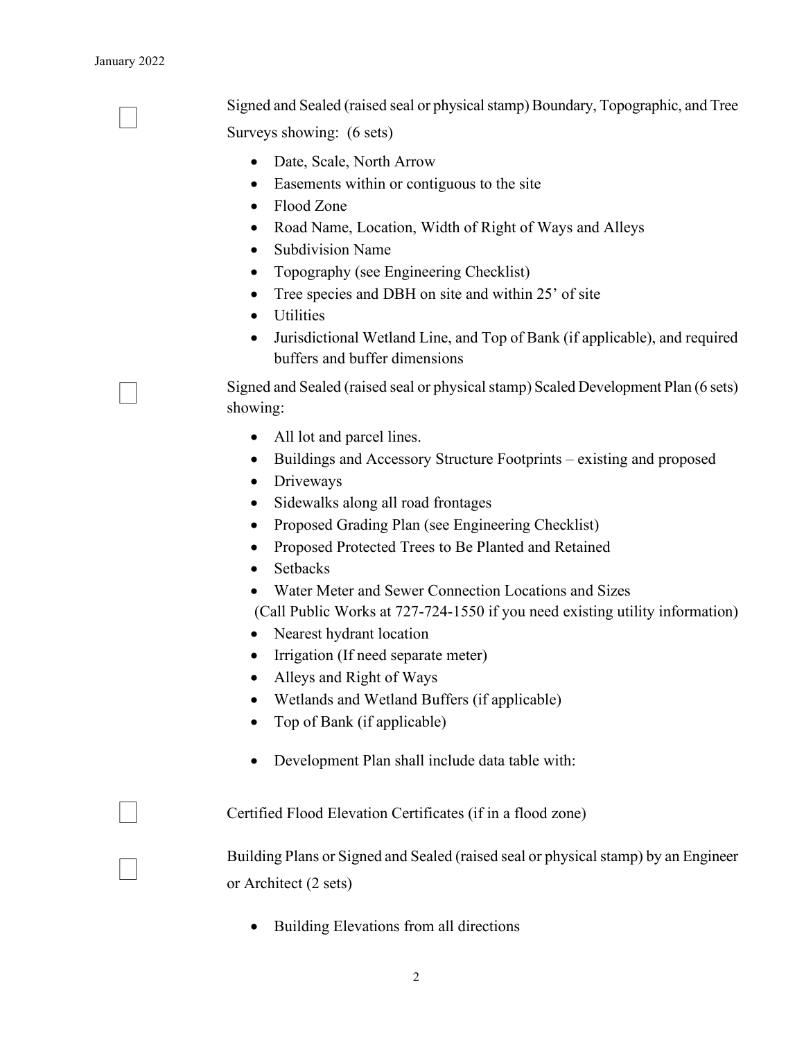- [ ] Signed and Sealed (raised seal or physical stamp) Boundary, Topographic, and Tree Surveys showing: (6 sets)
  - Date, Scale, North Arrow
  - Easements within or contiguous to the site
  - Flood Zone
  - Road Name, Location, Width of Right of Ways and Alleys
  - Subdivision Name
  - Topography (see Engineering Checklist)
  - Tree species and DBH on site and within 25' of site
  - Utilities
  - Jurisdictional Wetland Line, and Top of Bank (if applicable), and required buffers and buffer dimensions

- [ ] Signed and Sealed (raised seal or physical stamp) Scaled Development Plan (6 sets) showing:
  - All lot and parcel lines.
  - Buildings and Accessory Structure Footprints – existing and proposed
  - Driveways
  - Sidewalks along all road frontages
  - Proposed Grading Plan (see Engineering Checklist)
  - Proposed Protected Trees to Be Planted and Retained
  - Setbacks
  - Water Meter and Sewer Connection Locations and Sizes
    (Call Public Works at 727-724-1550 if you need existing utility information)
  - Nearest hydrant location
  - Irrigation (If need separate meter)
  - Alleys and Right of Ways
  - Wetlands and Wetland Buffers (if applicable)
  - Top of Bank (if applicable)
  - Development Plan shall include data table with:

- [ ] Certified Flood Elevation Certificates (if in a flood zone)

- [ ] Building Plans or Signed and Sealed (raised seal or physical stamp) by an Engineer or Architect (2 sets)
  - Building Elevations from all directions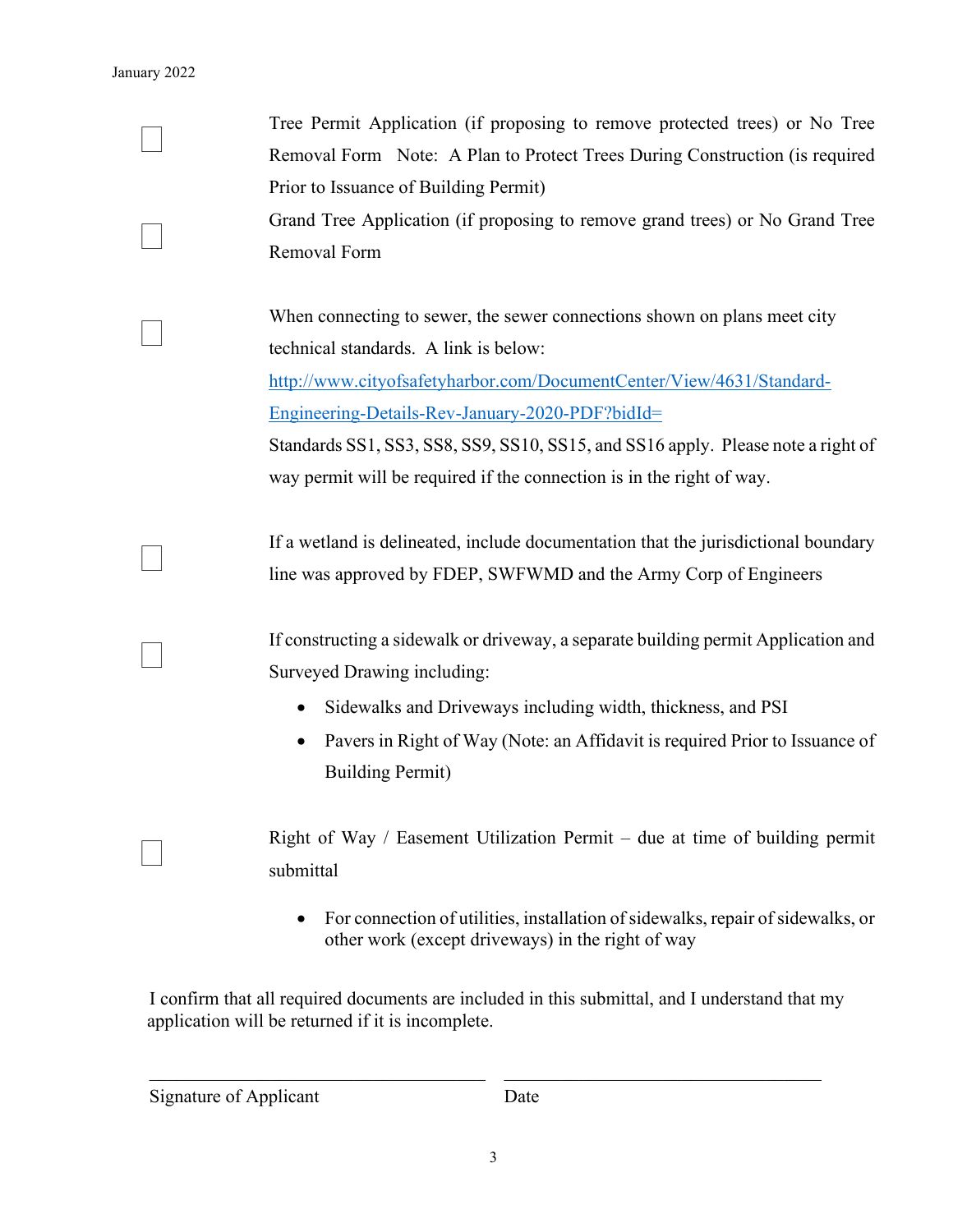- [ ] Tree Permit Application (if proposing to remove protected trees) or No Tree Removal Form Note: A Plan to Protect Trees During Construction (is required Prior to Issuance of Building Permit)

- [ ] Grand Tree Application (if proposing to remove grand trees) or No Grand Tree Removal Form

- [ ] When connecting to sewer, the sewer connections shown on plans meet city technical standards. A link is below: [http://www.cityofsafetyharbor.com/DocumentCenter/View/4631/Standard-Engineering-Details-Rev-January-2020-PDF?bidId=](http://www.cityofsafetyharbor.com/DocumentCenter/View/4631/Standard-Engineering-Details-Rev-January-2020-PDF?bidId=)
  Standards SS1, SS3, SS8, SS9, SS10, SS15, and SS16 apply. Please note a right of way permit will be required if the connection is in the right of way.

- [ ] If a wetland is delineated, include documentation that the jurisdictional boundary line was approved by FDEP, SWFWMD and the Army Corp of Engineers

- [ ] If constructing a sidewalk or driveway, a separate building permit Application and Surveyed Drawing including:
  - Sidewalks and Driveways including width, thickness, and PSI
  - Pavers in Right of Way (Note: an Affidavit is required Prior to Issuance of Building Permit)

- [ ] Right of Way / Easement Utilization Permit – due at time of building permit submittal
  - For connection of utilities, installation of sidewalks, repair of sidewalks, or other work (except driveways) in the right of way

I confirm that all required documents are included in this submittal, and I understand that my application will be returned if it is incomplete.

\_\_\_\_\_\_\_\_\_\_\_\_\_\_\_\_\_\_\_\_\_\_\_\_\_\_\_\_\_\_\_\_ \_\_\_\_\_\_\_\_\_\_\_\_\_\_\_\_\_\_\_\_\_\_\_\_\_\_\_\_\_\_\_\_

Signature of Applicant Date